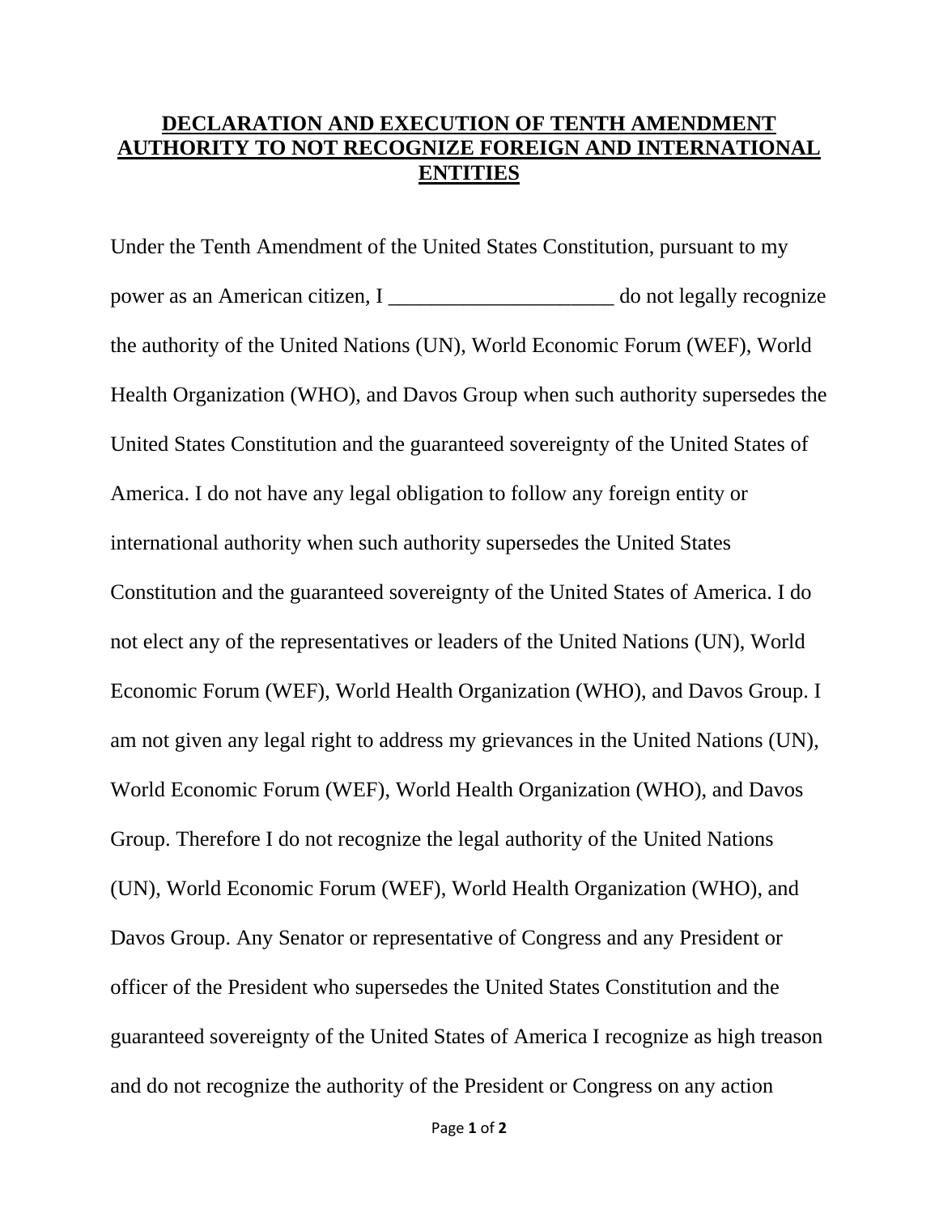# **DECLARATION AND EXECUTION OF TENTH AMENDMENT AUTHORITY TO NOT RECOGNIZE FOREIGN AND INTERNATIONAL ENTITIES**

Under the Tenth Amendment of the United States Constitution, pursuant to my power as an American citizen, I _____________________ do not legally recognize the authority of the United Nations (UN), World Economic Forum (WEF), World Health Organization (WHO), and Davos Group when such authority supersedes the United States Constitution and the guaranteed sovereignty of the United States of America. I do not have any legal obligation to follow any foreign entity or international authority when such authority supersedes the United States Constitution and the guaranteed sovereignty of the United States of America. I do not elect any of the representatives or leaders of the United Nations (UN), World Economic Forum (WEF), World Health Organization (WHO), and Davos Group. I am not given any legal right to address my grievances in the United Nations (UN), World Economic Forum (WEF), World Health Organization (WHO), and Davos Group. Therefore I do not recognize the legal authority of the United Nations (UN), World Economic Forum (WEF), World Health Organization (WHO), and Davos Group. Any Senator or representative of Congress and any President or officer of the President who supersedes the United States Constitution and the guaranteed sovereignty of the United States of America I recognize as high treason and do not recognize the authority of the President or Congress on any action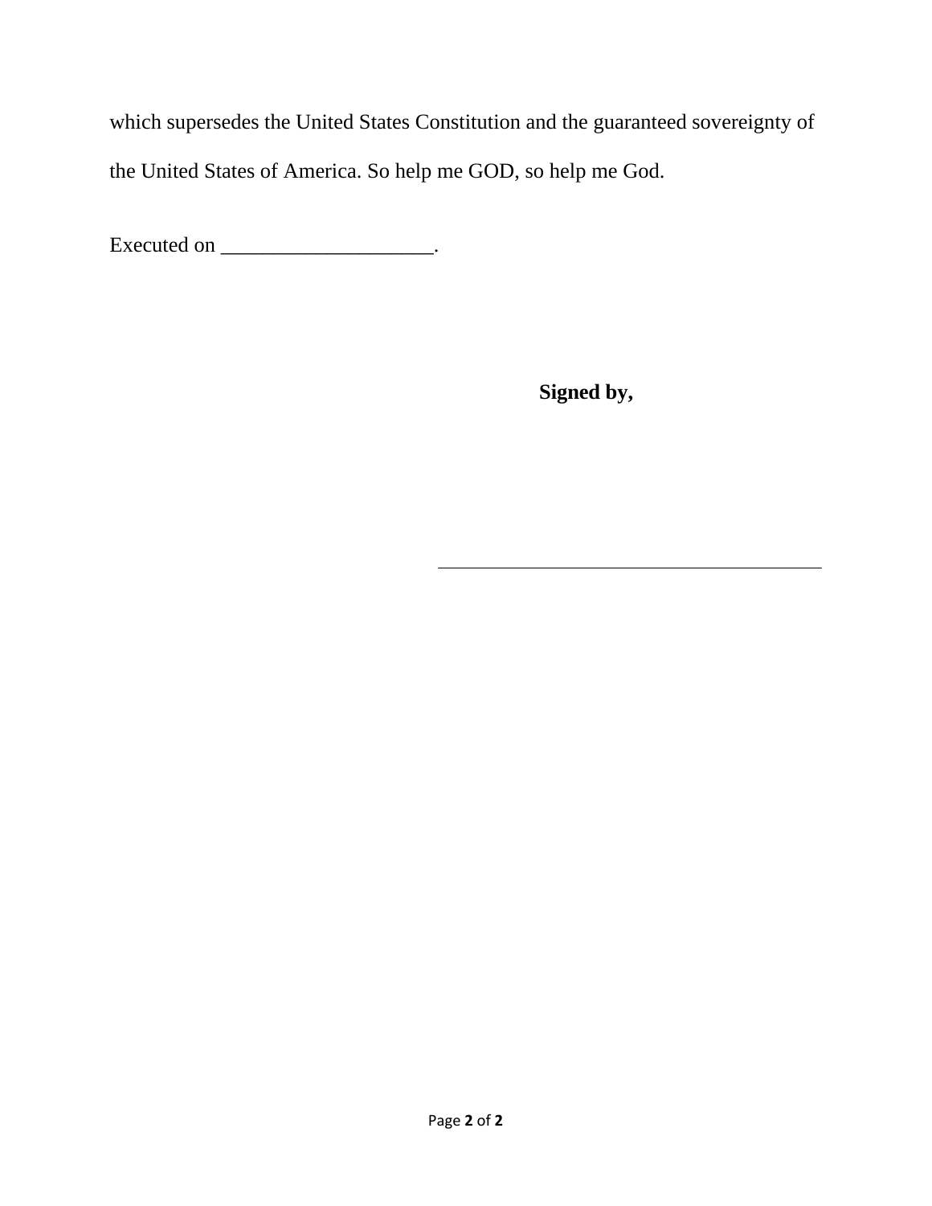which supersedes the United States Constitution and the guaranteed sovereignty of the United States of America. So help me GOD, so help me God.

Executed on ____________________.

**Signed by,**

________________________________________